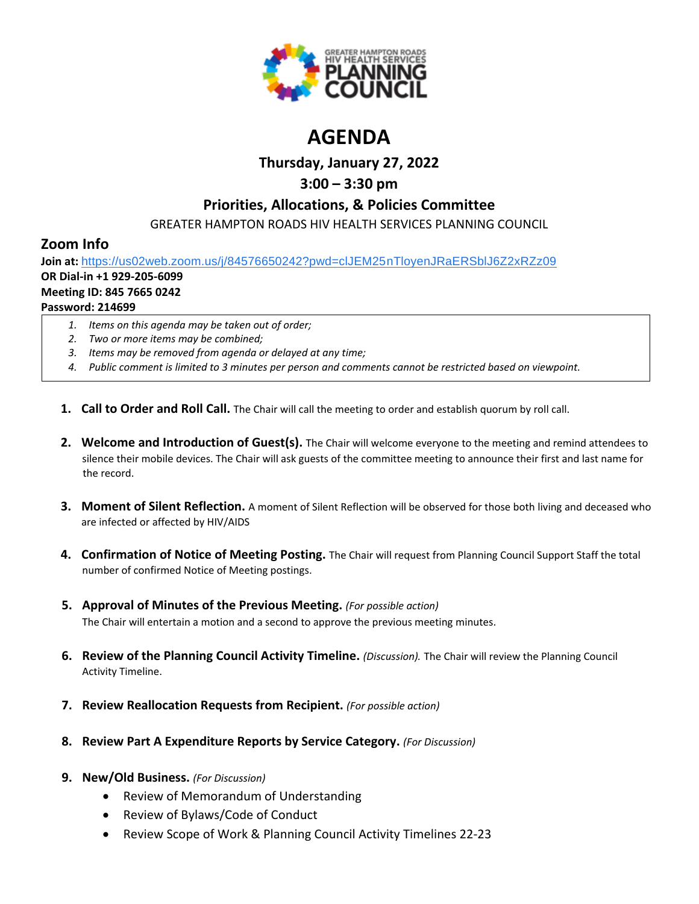GREATER HAMPTON ROADS HIV HEALTH SERVICES PLANNING COUNCIL

# AGENDA

### Thursday, January 27, 2022

### 3:00 – 3:30 pm

### Priorities, Allocations, & Policies Committee

GREATER HAMPTON ROADS HIV HEALTH SERVICES PLANNING COUNCIL

## Zoom Info

**Join at:** https://us02web.zoom.us/j/84576650242?pwd=clJEM25nTloyenJRaERSblJ6Z2xRZz09

**OR Dial-in +1 929-205-6099**

**Meeting ID: 845 7665 0242**

**Password: 214699**

1. *Items on this agenda may be taken out of order;*
2. *Two or more items may be combined;*
3. *Items may be removed from agenda or delayed at any time;*
4. *Public comment is limited to 3 minutes per person and comments cannot be restricted based on viewpoint.*

1. **Call to Order and Roll Call.** The Chair will call the meeting to order and establish quorum by roll call.

2. **Welcome and Introduction of Guest(s).** The Chair will welcome everyone to the meeting and remind attendees to silence their mobile devices. The Chair will ask guests of the committee meeting to announce their first and last name for the record.

3. **Moment of Silent Reflection.** A moment of Silent Reflection will be observed for those both living and deceased who are infected or affected by HIV/AIDS

4. **Confirmation of Notice of Meeting Posting.** The Chair will request from Planning Council Support Staff the total number of confirmed Notice of Meeting postings.

5. **Approval of Minutes of the Previous Meeting.** *(For possible action)*
   The Chair will entertain a motion and a second to approve the previous meeting minutes.

6. **Review of the Planning Council Activity Timeline.** *(Discussion).* The Chair will review the Planning Council Activity Timeline.

7. **Review Reallocation Requests from Recipient.** *(For possible action)*

8. **Review Part A Expenditure Reports by Service Category.** *(For Discussion)*

9. **New/Old Business.** *(For Discussion)*
   - Review of Memorandum of Understanding
   - Review of Bylaws/Code of Conduct
   - Review Scope of Work & Planning Council Activity Timelines 22-23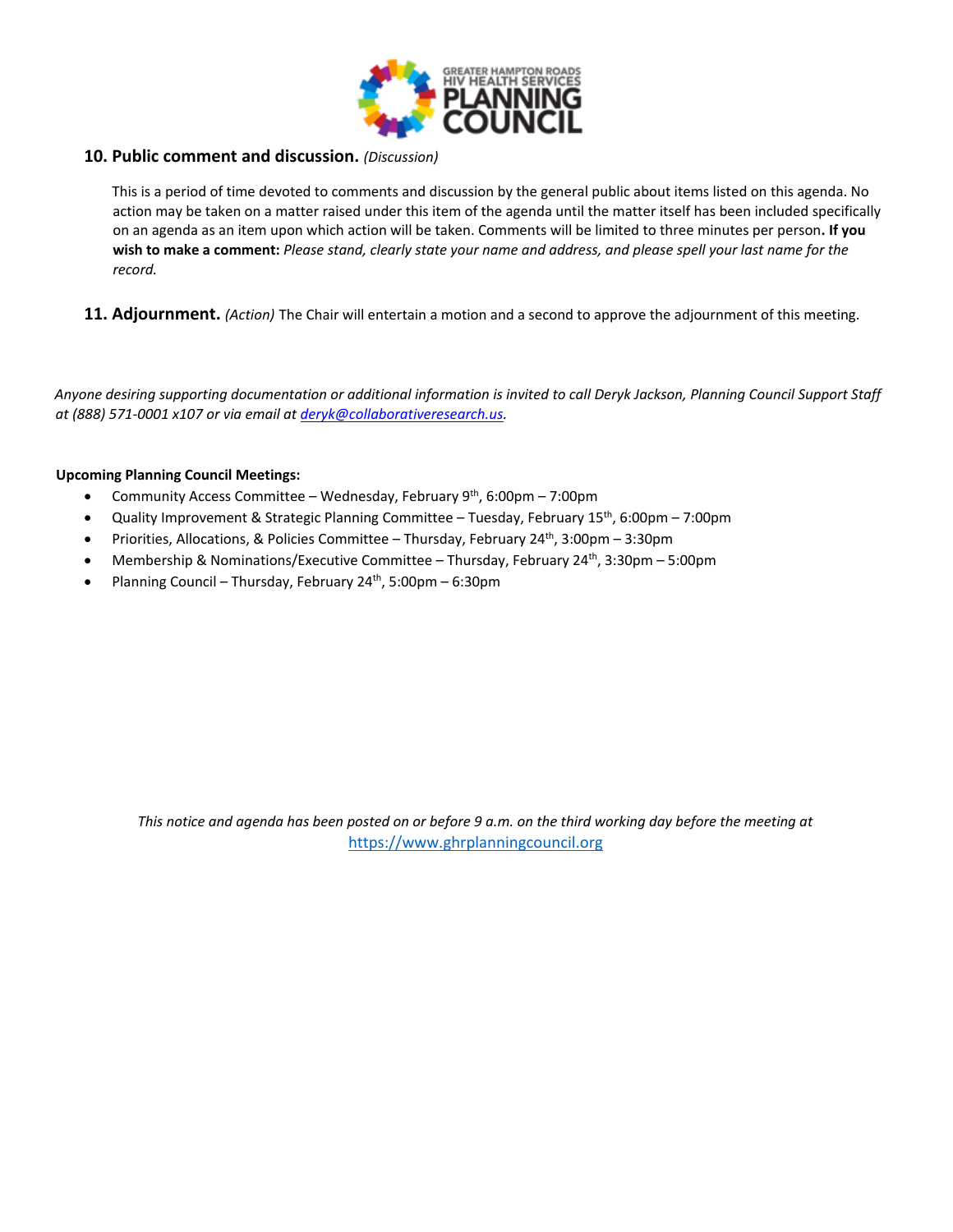**10. Public comment and discussion.** *(Discussion)*

This is a period of time devoted to comments and discussion by the general public about items listed on this agenda. No action may be taken on a matter raised under this item of the agenda until the matter itself has been included specifically on an agenda as an item upon which action will be taken. Comments will be limited to three minutes per person**. If you wish to make a comment:** *Please stand, clearly state your name and address, and please spell your last name for the record.*

**11. Adjournment.** *(Action)* The Chair will entertain a motion and a second to approve the adjournment of this meeting.

*Anyone desiring supporting documentation or additional information is invited to call Deryk Jackson, Planning Council Support Staff at (888) 571-0001 x107 or via email at [deryk@collaborativeresearch.us](mailto:deryk@collaborativeresearch.us).*

**Upcoming Planning Council Meetings:**

- Community Access Committee – Wednesday, February 9th, 6:00pm – 7:00pm
- Quality Improvement & Strategic Planning Committee – Tuesday, February 15th, 6:00pm – 7:00pm
- Priorities, Allocations, & Policies Committee – Thursday, February 24th, 3:00pm – 3:30pm
- Membership & Nominations/Executive Committee – Thursday, February 24th, 3:30pm – 5:00pm
- Planning Council – Thursday, February 24th, 5:00pm – 6:30pm

*This notice and agenda has been posted on or before 9 a.m. on the third working day before the meeting at* [https://www.ghrplanningcouncil.org](https://www.ghrplanningcouncil.org)